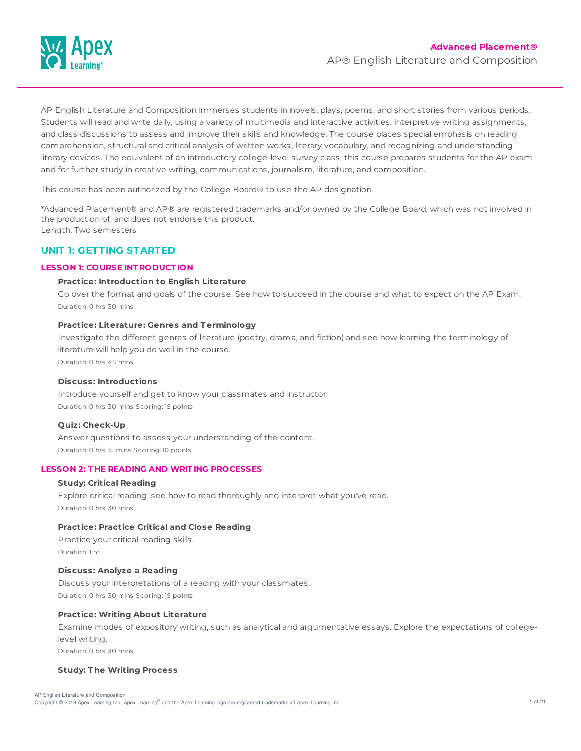**Advanced Placement®**

AP® English Literature and Composition

AP English Literature and Composition immerses students in novels, plays, poems, and short stories from various periods. Students will read and write daily, using a variety of multimedia and interactive activities, interpretive writing assignments, and class discussions to assess and improve their skills and knowledge. The course places special emphasis on reading comprehension, structural and critical analysis of written works, literary vocabulary, and recognizing and understanding literary devices. The equivalent of an introductory college-level survey class, this course prepares students for the AP exam and for further study in creative writing, communications, journalism, literature, and composition.

This course has been authorized by the College Board® to use the AP designation.

*Advanced Placement® and AP® are registered trademarks and/or owned by the College Board, which was not involved in the production of, and does not endorse this product.
Length: Two semesters

## UNIT 1: GETTING STARTED

### LESSON 1: COURSE INTRODUCTION

**Practice: Introduction to English Literature**

Go over the format and goals of the course. See how to succeed in the course and what to expect on the AP Exam.

Duration: 0 hrs 30 mins

**Practice: Literature: Genres and Terminology**

Investigate the different genres of literature (poetry, drama, and fiction) and see how learning the terminology of literature will help you do well in the course.

Duration: 0 hrs 45 mins

**Discuss: Introductions**

Introduce yourself and get to know your classmates and instructor.

Duration: 0 hrs 30 mins Scoring: 15 points

**Quiz: Check-Up**

Answer questions to assess your understanding of the content.

Duration: 0 hrs 15 mins Scoring: 10 points

### LESSON 2: THE READING AND WRITING PROCESSES

**Study: Critical Reading**

Explore critical reading; see how to read thoroughly and interpret what you've read.

Duration: 0 hrs 30 mins

**Practice: Practice Critical and Close Reading**

Practice your critical-reading skills.

Duration: 1 hr

**Discuss: Analyze a Reading**

Discuss your interpretations of a reading with your classmates.

Duration: 0 hrs 30 mins Scoring: 15 points

**Practice: Writing About Literature**

Examine modes of expository writing, such as analytical and argumentative essays. Explore the expectations of college-level writing.

Duration: 0 hrs 30 mins

**Study: The Writing Process**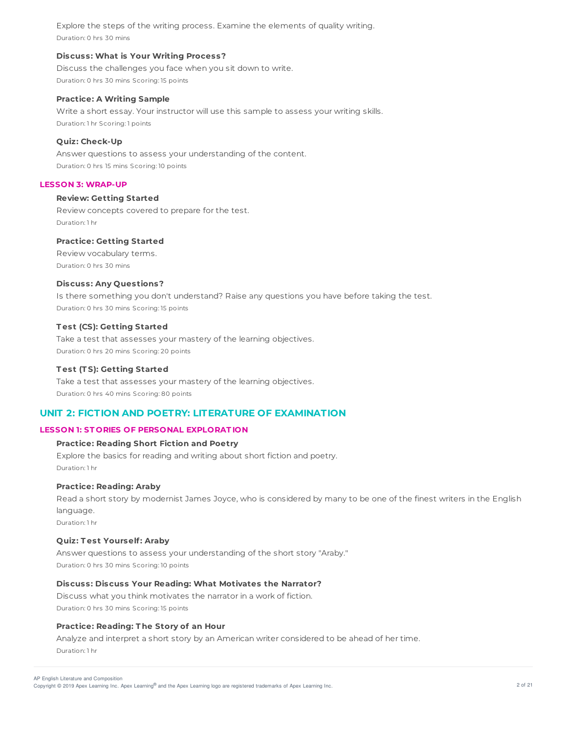Explore the steps of the writing process. Examine the elements of quality writing.
Duration: 0 hrs 30 mins

**Discuss: What is Your Writing Process?**

Discuss the challenges you face when you sit down to write.
Duration: 0 hrs 30 mins Scoring: 15 points

**Practice: A Writing Sample**

Write a short essay. Your instructor will use this sample to assess your writing skills.
Duration: 1 hr Scoring: 1 points

**Quiz: Check-Up**

Answer questions to assess your understanding of the content.
Duration: 0 hrs 15 mins Scoring: 10 points

### LESSON 3: WRAP-UP

**Review: Getting Started**

Review concepts covered to prepare for the test.
Duration: 1 hr

**Practice: Getting Started**

Review vocabulary terms.
Duration: 0 hrs 30 mins

**Discuss: Any Questions?**

Is there something you don't understand? Raise any questions you have before taking the test.
Duration: 0 hrs 30 mins Scoring: 15 points

**Test (CS): Getting Started**

Take a test that assesses your mastery of the learning objectives.
Duration: 0 hrs 20 mins Scoring: 20 points

**Test (TS): Getting Started**

Take a test that assesses your mastery of the learning objectives.
Duration: 0 hrs 40 mins Scoring: 80 points

## UNIT 2: FICTION AND POETRY: LITERATURE OF EXAMINATION

### LESSON 1: STORIES OF PERSONAL EXPLORATION

**Practice: Reading Short Fiction and Poetry**

Explore the basics for reading and writing about short fiction and poetry.
Duration: 1 hr

**Practice: Reading: Araby**

Read a short story by modernist James Joyce, who is considered by many to be one of the finest writers in the English language.
Duration: 1 hr

**Quiz: Test Yourself: Araby**

Answer questions to assess your understanding of the short story "Araby."
Duration: 0 hrs 30 mins Scoring: 10 points

**Discuss: Discuss Your Reading: What Motivates the Narrator?**

Discuss what you think motivates the narrator in a work of fiction.
Duration: 0 hrs 30 mins Scoring: 15 points

**Practice: Reading: The Story of an Hour**

Analyze and interpret a short story by an American writer considered to be ahead of her time.
Duration: 1 hr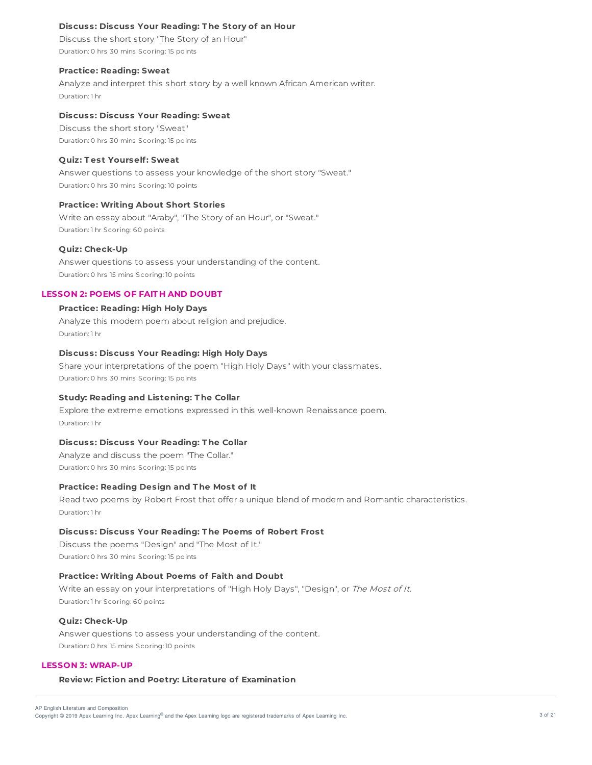**Discuss: Discuss Your Reading: The Story of an Hour**

Discuss the short story "The Story of an Hour"

Duration: 0 hrs 30 mins Scoring: 15 points

**Practice: Reading: Sweat**

Analyze and interpret this short story by a well known African American writer.

Duration: 1 hr

**Discuss: Discuss Your Reading: Sweat**

Discuss the short story "Sweat"

Duration: 0 hrs 30 mins Scoring: 15 points

**Quiz: Test Yourself: Sweat**

Answer questions to assess your knowledge of the short story "Sweat."

Duration: 0 hrs 30 mins Scoring: 10 points

**Practice: Writing About Short Stories**

Write an essay about "Araby", "The Story of an Hour", or "Sweat."

Duration: 1 hr Scoring: 60 points

**Quiz: Check-Up**

Answer questions to assess your understanding of the content.

Duration: 0 hrs 15 mins Scoring: 10 points

## LESSON 2: POEMS OF FAITH AND DOUBT

**Practice: Reading: High Holy Days**

Analyze this modern poem about religion and prejudice.

Duration: 1 hr

**Discuss: Discuss Your Reading: High Holy Days**

Share your interpretations of the poem "High Holy Days" with your classmates.

Duration: 0 hrs 30 mins Scoring: 15 points

**Study: Reading and Listening: The Collar**

Explore the extreme emotions expressed in this well-known Renaissance poem.

Duration: 1 hr

**Discuss: Discuss Your Reading: The Collar**

Analyze and discuss the poem "The Collar."

Duration: 0 hrs 30 mins Scoring: 15 points

**Practice: Reading Design and The Most of It**

Read two poems by Robert Frost that offer a unique blend of modern and Romantic characteristics.

Duration: 1 hr

**Discuss: Discuss Your Reading: The Poems of Robert Frost**

Discuss the poems "Design" and "The Most of It."

Duration: 0 hrs 30 mins Scoring: 15 points

**Practice: Writing About Poems of Faith and Doubt**

Write an essay on your interpretations of "High Holy Days", "Design", or *The Most of It*.

Duration: 1 hr Scoring: 60 points

**Quiz: Check-Up**

Answer questions to assess your understanding of the content.

Duration: 0 hrs 15 mins Scoring: 10 points

## LESSON 3: WRAP-UP

**Review: Fiction and Poetry: Literature of Examination**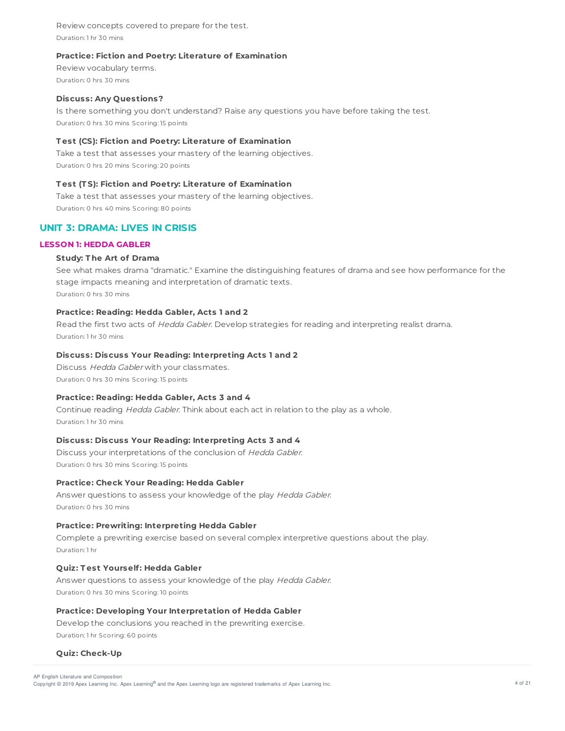Review concepts covered to prepare for the test.
Duration: 1 hr 30 mins

**Practice: Fiction and Poetry: Literature of Examination**

Review vocabulary terms.
Duration: 0 hrs 30 mins

**Discuss: Any Questions?**

Is there something you don't understand? Raise any questions you have before taking the test.
Duration: 0 hrs 30 mins Scoring: 15 points

**Test (CS): Fiction and Poetry: Literature of Examination**

Take a test that assesses your mastery of the learning objectives.
Duration: 0 hrs 20 mins Scoring: 20 points

**Test (TS): Fiction and Poetry: Literature of Examination**

Take a test that assesses your mastery of the learning objectives.
Duration: 0 hrs 40 mins Scoring: 80 points

## UNIT 3: DRAMA: LIVES IN CRISIS

### LESSON 1: HEDDA GABLER

**Study: The Art of Drama**

See what makes drama "dramatic." Examine the distinguishing features of drama and see how performance for the stage impacts meaning and interpretation of dramatic texts.
Duration: 0 hrs 30 mins

**Practice: Reading: Hedda Gabler, Acts 1 and 2**

Read the first two acts of *Hedda Gabler*. Develop strategies for reading and interpreting realist drama.
Duration: 1 hr 30 mins

**Discuss: Discuss Your Reading: Interpreting Acts 1 and 2**

Discuss *Hedda Gabler* with your classmates.
Duration: 0 hrs 30 mins Scoring: 15 points

**Practice: Reading: Hedda Gabler, Acts 3 and 4**

Continue reading *Hedda Gabler*. Think about each act in relation to the play as a whole.
Duration: 1 hr 30 mins

**Discuss: Discuss Your Reading: Interpreting Acts 3 and 4**

Discuss your interpretations of the conclusion of *Hedda Gabler*.
Duration: 0 hrs 30 mins Scoring: 15 points

**Practice: Check Your Reading: Hedda Gabler**

Answer questions to assess your knowledge of the play *Hedda Gabler*.
Duration: 0 hrs 30 mins

**Practice: Prewriting: Interpreting Hedda Gabler**

Complete a prewriting exercise based on several complex interpretive questions about the play.
Duration: 1 hr

**Quiz: Test Yourself: Hedda Gabler**

Answer questions to assess your knowledge of the play *Hedda Gabler*.
Duration: 0 hrs 30 mins Scoring: 10 points

**Practice: Developing Your Interpretation of Hedda Gabler**

Develop the conclusions you reached in the prewriting exercise.
Duration: 1 hr Scoring: 60 points

**Quiz: Check-Up**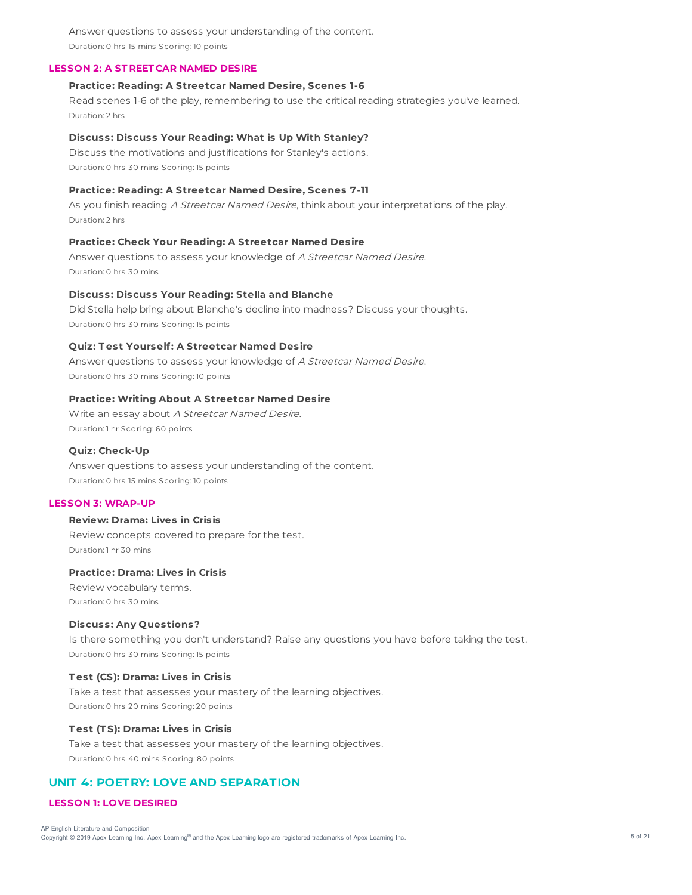Answer questions to assess your understanding of the content.

Duration: 0 hrs 15 mins Scoring: 10 points

### LESSON 2: A STREETCAR NAMED DESIRE

**Practice: Reading: A Streetcar Named Desire, Scenes 1-6**

Read scenes 1-6 of the play, remembering to use the critical reading strategies you've learned.

Duration: 2 hrs

**Discuss: Discuss Your Reading: What is Up With Stanley?**

Discuss the motivations and justifications for Stanley's actions.

Duration: 0 hrs 30 mins Scoring: 15 points

**Practice: Reading: A Streetcar Named Desire, Scenes 7-11**

As you finish reading *A Streetcar Named Desire*, think about your interpretations of the play.

Duration: 2 hrs

**Practice: Check Your Reading: A Streetcar Named Desire**

Answer questions to assess your knowledge of *A Streetcar Named Desire*.

Duration: 0 hrs 30 mins

**Discuss: Discuss Your Reading: Stella and Blanche**

Did Stella help bring about Blanche's decline into madness? Discuss your thoughts.

Duration: 0 hrs 30 mins Scoring: 15 points

**Quiz: Test Yourself: A Streetcar Named Desire**

Answer questions to assess your knowledge of *A Streetcar Named Desire*.

Duration: 0 hrs 30 mins Scoring: 10 points

**Practice: Writing About A Streetcar Named Desire**

Write an essay about *A Streetcar Named Desire*.

Duration: 1 hr Scoring: 60 points

**Quiz: Check-Up**

Answer questions to assess your understanding of the content.

Duration: 0 hrs 15 mins Scoring: 10 points

### LESSON 3: WRAP-UP

**Review: Drama: Lives in Crisis**

Review concepts covered to prepare for the test.

Duration: 1 hr 30 mins

**Practice: Drama: Lives in Crisis**

Review vocabulary terms.

Duration: 0 hrs 30 mins

**Discuss: Any Questions?**

Is there something you don't understand? Raise any questions you have before taking the test.

Duration: 0 hrs 30 mins Scoring: 15 points

**Test (CS): Drama: Lives in Crisis**

Take a test that assesses your mastery of the learning objectives.

Duration: 0 hrs 20 mins Scoring: 20 points

**Test (TS): Drama: Lives in Crisis**

Take a test that assesses your mastery of the learning objectives.

Duration: 0 hrs 40 mins Scoring: 80 points

## UNIT 4: POETRY: LOVE AND SEPARATION

### LESSON 1: LOVE DESIRED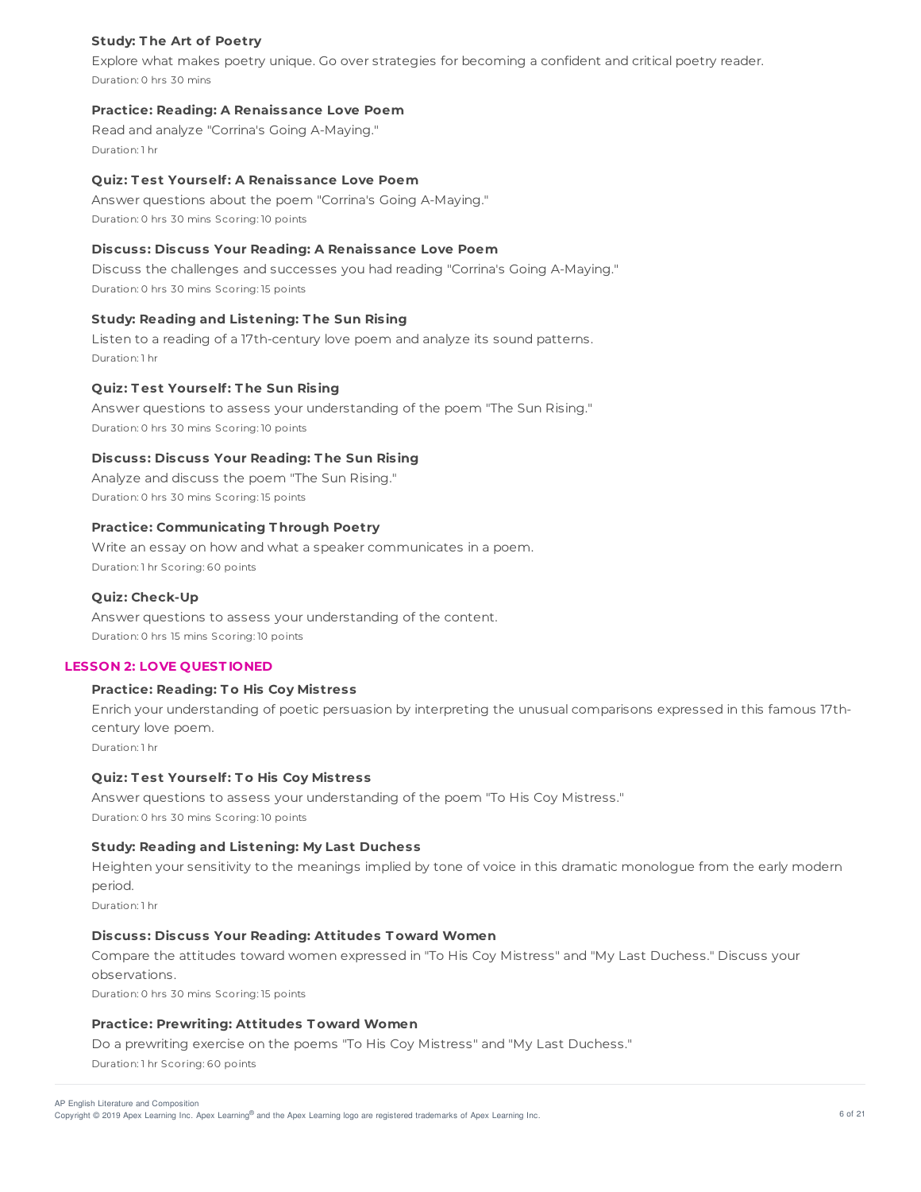**Study: The Art of Poetry**

Explore what makes poetry unique. Go over strategies for becoming a confident and critical poetry reader.

Duration: 0 hrs 30 mins

**Practice: Reading: A Renaissance Love Poem**

Read and analyze "Corrina's Going A-Maying."

Duration: 1 hr

**Quiz: Test Yourself: A Renaissance Love Poem**

Answer questions about the poem "Corrina's Going A-Maying."

Duration: 0 hrs 30 mins Scoring: 10 points

**Discuss: Discuss Your Reading: A Renaissance Love Poem**

Discuss the challenges and successes you had reading "Corrina's Going A-Maying."

Duration: 0 hrs 30 mins Scoring: 15 points

**Study: Reading and Listening: The Sun Rising**

Listen to a reading of a 17th-century love poem and analyze its sound patterns.

Duration: 1 hr

**Quiz: Test Yourself: The Sun Rising**

Answer questions to assess your understanding of the poem "The Sun Rising."

Duration: 0 hrs 30 mins Scoring: 10 points

**Discuss: Discuss Your Reading: The Sun Rising**

Analyze and discuss the poem "The Sun Rising."

Duration: 0 hrs 30 mins Scoring: 15 points

**Practice: Communicating Through Poetry**

Write an essay on how and what a speaker communicates in a poem.

Duration: 1 hr Scoring: 60 points

**Quiz: Check-Up**

Answer questions to assess your understanding of the content.

Duration: 0 hrs 15 mins Scoring: 10 points

## LESSON 2: LOVE QUESTIONED

**Practice: Reading: To His Coy Mistress**

Enrich your understanding of poetic persuasion by interpreting the unusual comparisons expressed in this famous 17th-century love poem.

Duration: 1 hr

**Quiz: Test Yourself: To His Coy Mistress**

Answer questions to assess your understanding of the poem "To His Coy Mistress."

Duration: 0 hrs 30 mins Scoring: 10 points

**Study: Reading and Listening: My Last Duchess**

Heighten your sensitivity to the meanings implied by tone of voice in this dramatic monologue from the early modern period.

Duration: 1 hr

**Discuss: Discuss Your Reading: Attitudes Toward Women**

Compare the attitudes toward women expressed in "To His Coy Mistress" and "My Last Duchess." Discuss your observations.

Duration: 0 hrs 30 mins Scoring: 15 points

**Practice: Prewriting: Attitudes Toward Women**

Do a prewriting exercise on the poems "To His Coy Mistress" and "My Last Duchess."

Duration: 1 hr Scoring: 60 points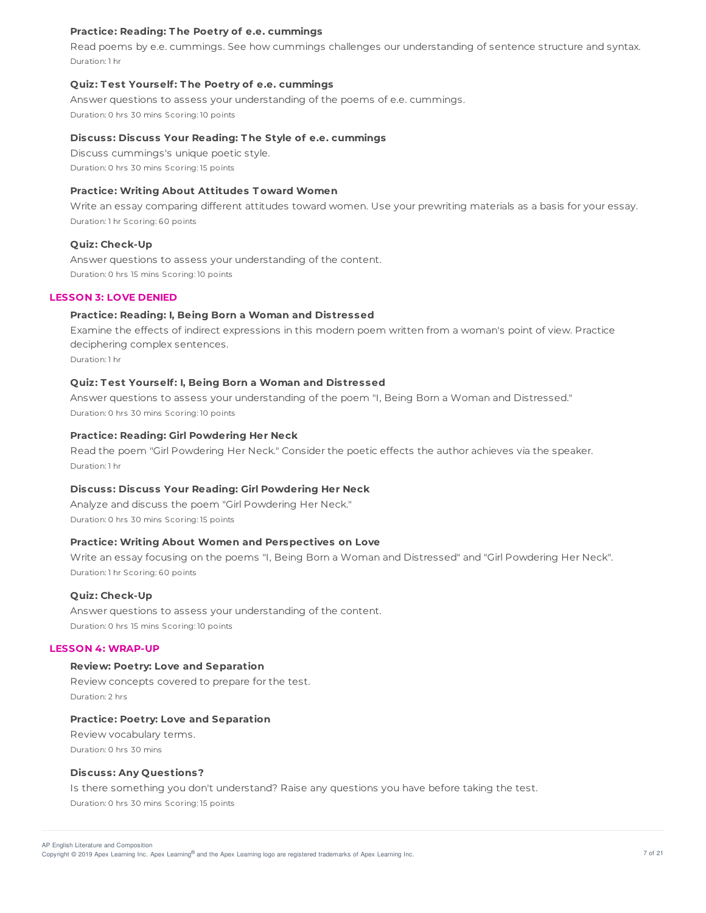**Practice: Reading: The Poetry of e.e. cummings**

Read poems by e.e. cummings. See how cummings challenges our understanding of sentence structure and syntax.

Duration: 1 hr

**Quiz: Test Yourself: The Poetry of e.e. cummings**

Answer questions to assess your understanding of the poems of e.e. cummings.

Duration: 0 hrs 30 mins Scoring: 10 points

**Discuss: Discuss Your Reading: The Style of e.e. cummings**

Discuss cummings's unique poetic style.

Duration: 0 hrs 30 mins Scoring: 15 points

**Practice: Writing About Attitudes Toward Women**

Write an essay comparing different attitudes toward women. Use your prewriting materials as a basis for your essay.

Duration: 1 hr Scoring: 60 points

**Quiz: Check-Up**

Answer questions to assess your understanding of the content.

Duration: 0 hrs 15 mins Scoring: 10 points

## LESSON 3: LOVE DENIED

**Practice: Reading: I, Being Born a Woman and Distressed**

Examine the effects of indirect expressions in this modern poem written from a woman's point of view. Practice deciphering complex sentences.

Duration: 1 hr

**Quiz: Test Yourself: I, Being Born a Woman and Distressed**

Answer questions to assess your understanding of the poem "I, Being Born a Woman and Distressed."

Duration: 0 hrs 30 mins Scoring: 10 points

**Practice: Reading: Girl Powdering Her Neck**

Read the poem "Girl Powdering Her Neck." Consider the poetic effects the author achieves via the speaker.

Duration: 1 hr

**Discuss: Discuss Your Reading: Girl Powdering Her Neck**

Analyze and discuss the poem "Girl Powdering Her Neck."

Duration: 0 hrs 30 mins Scoring: 15 points

**Practice: Writing About Women and Perspectives on Love**

Write an essay focusing on the poems "I, Being Born a Woman and Distressed" and "Girl Powdering Her Neck".

Duration: 1 hr Scoring: 60 points

**Quiz: Check-Up**

Answer questions to assess your understanding of the content.

Duration: 0 hrs 15 mins Scoring: 10 points

## LESSON 4: WRAP-UP

**Review: Poetry: Love and Separation**

Review concepts covered to prepare for the test.

Duration: 2 hrs

**Practice: Poetry: Love and Separation**

Review vocabulary terms.

Duration: 0 hrs 30 mins

**Discuss: Any Questions?**

Is there something you don't understand? Raise any questions you have before taking the test.

Duration: 0 hrs 30 mins Scoring: 15 points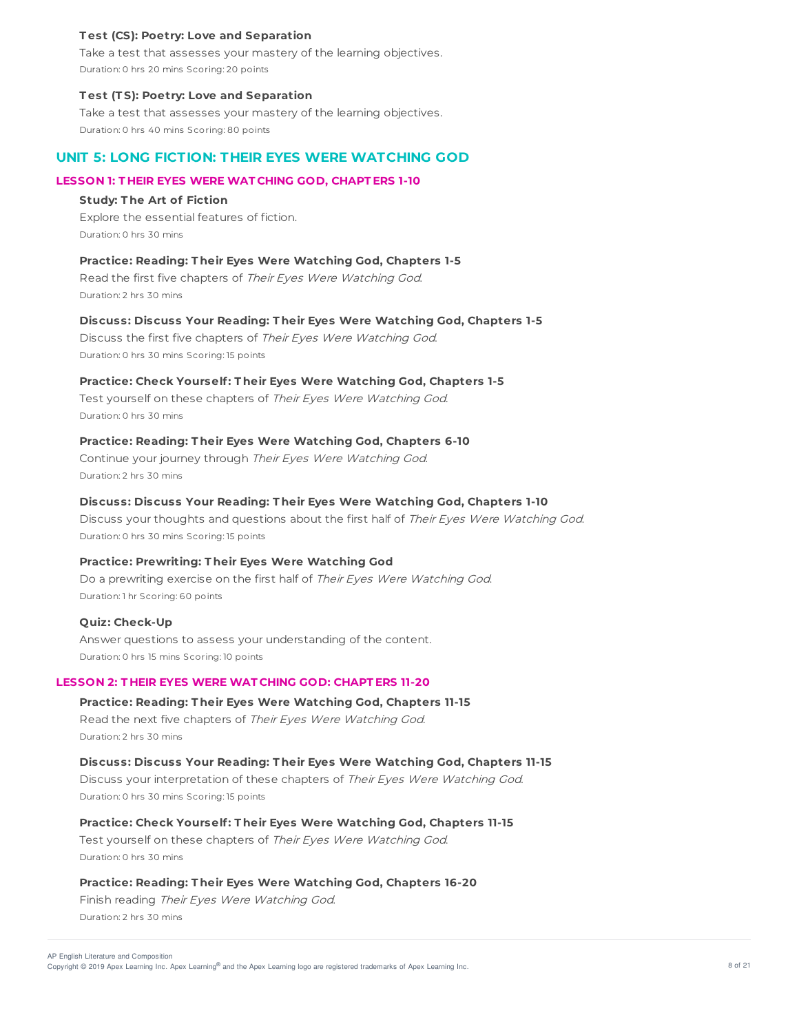#### Test (CS): Poetry: Love and Separation

Take a test that assesses your mastery of the learning objectives.

Duration: 0 hrs 20 mins Scoring: 20 points

#### Test (TS): Poetry: Love and Separation

Take a test that assesses your mastery of the learning objectives.

Duration: 0 hrs 40 mins Scoring: 80 points

## UNIT 5: LONG FICTION: THEIR EYES WERE WATCHING GOD

### LESSON 1: THEIR EYES WERE WATCHING GOD, CHAPTERS 1-10

#### Study: The Art of Fiction

Explore the essential features of fiction.

Duration: 0 hrs 30 mins

#### Practice: Reading: Their Eyes Were Watching God, Chapters 1-5

Read the first five chapters of *Their Eyes Were Watching God*.

Duration: 2 hrs 30 mins

#### Discuss: Discuss Your Reading: Their Eyes Were Watching God, Chapters 1-5

Discuss the first five chapters of *Their Eyes Were Watching God*.

Duration: 0 hrs 30 mins Scoring: 15 points

#### Practice: Check Yourself: Their Eyes Were Watching God, Chapters 1-5

Test yourself on these chapters of *Their Eyes Were Watching God*.

Duration: 0 hrs 30 mins

#### Practice: Reading: Their Eyes Were Watching God, Chapters 6-10

Continue your journey through *Their Eyes Were Watching God*.

Duration: 2 hrs 30 mins

#### Discuss: Discuss Your Reading: Their Eyes Were Watching God, Chapters 1-10

Discuss your thoughts and questions about the first half of *Their Eyes Were Watching God*.

Duration: 0 hrs 30 mins Scoring: 15 points

#### Practice: Prewriting: Their Eyes Were Watching God

Do a prewriting exercise on the first half of *Their Eyes Were Watching God*.

Duration: 1 hr Scoring: 60 points

#### Quiz: Check-Up

Answer questions to assess your understanding of the content.

Duration: 0 hrs 15 mins Scoring: 10 points

### LESSON 2: THEIR EYES WERE WATCHING GOD: CHAPTERS 11-20

#### Practice: Reading: Their Eyes Were Watching God, Chapters 11-15

Read the next five chapters of *Their Eyes Were Watching God*.

Duration: 2 hrs 30 mins

#### Discuss: Discuss Your Reading: Their Eyes Were Watching God, Chapters 11-15

Discuss your interpretation of these chapters of *Their Eyes Were Watching God*.

Duration: 0 hrs 30 mins Scoring: 15 points

#### Practice: Check Yourself: Their Eyes Were Watching God, Chapters 11-15

Test yourself on these chapters of *Their Eyes Were Watching God*.

Duration: 0 hrs 30 mins

#### Practice: Reading: Their Eyes Were Watching God, Chapters 16-20

Finish reading *Their Eyes Were Watching God*.

Duration: 2 hrs 30 mins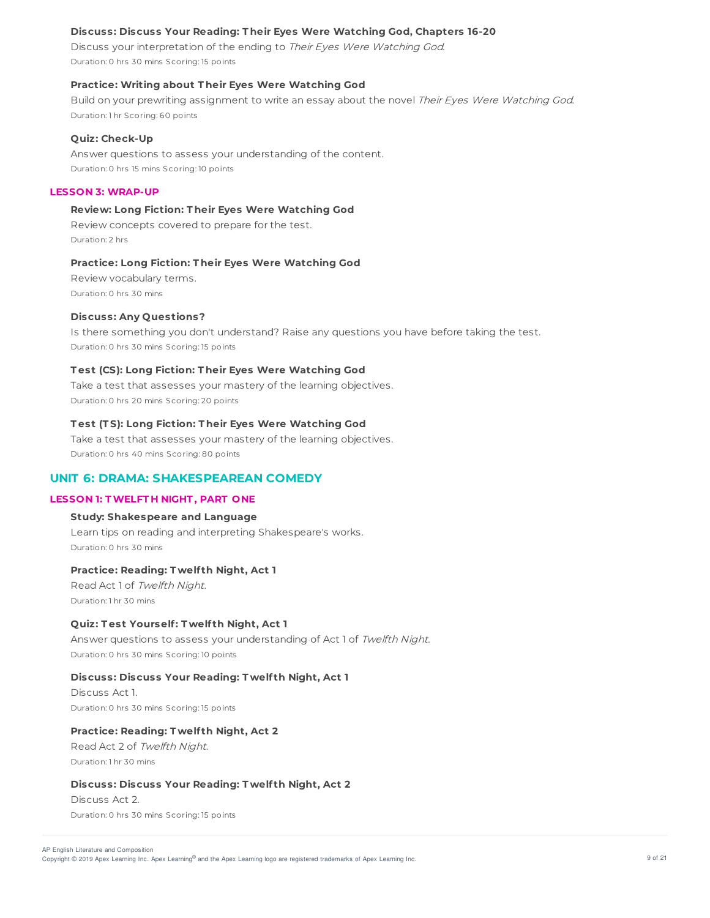**Discuss: Discuss Your Reading: Their Eyes Were Watching God, Chapters 16-20**

Discuss your interpretation of the ending to *Their Eyes Were Watching God*.

Duration: 0 hrs 30 mins Scoring: 15 points

**Practice: Writing about Their Eyes Were Watching God**

Build on your prewriting assignment to write an essay about the novel *Their Eyes Were Watching God*.

Duration: 1 hr Scoring: 60 points

**Quiz: Check-Up**

Answer questions to assess your understanding of the content.

Duration: 0 hrs 15 mins Scoring: 10 points

### LESSON 3: WRAP-UP

**Review: Long Fiction: Their Eyes Were Watching God**

Review concepts covered to prepare for the test.

Duration: 2 hrs

**Practice: Long Fiction: Their Eyes Were Watching God**

Review vocabulary terms.

Duration: 0 hrs 30 mins

**Discuss: Any Questions?**

Is there something you don't understand? Raise any questions you have before taking the test.

Duration: 0 hrs 30 mins Scoring: 15 points

**Test (CS): Long Fiction: Their Eyes Were Watching God**

Take a test that assesses your mastery of the learning objectives.

Duration: 0 hrs 20 mins Scoring: 20 points

**Test (TS): Long Fiction: Their Eyes Were Watching God**

Take a test that assesses your mastery of the learning objectives.

Duration: 0 hrs 40 mins Scoring: 80 points

## UNIT 6: DRAMA: SHAKESPEAREAN COMEDY

### LESSON 1: TWELFTH NIGHT, PART ONE

**Study: Shakespeare and Language**

Learn tips on reading and interpreting Shakespeare's works.

Duration: 0 hrs 30 mins

**Practice: Reading: Twelfth Night, Act 1**

Read Act 1 of *Twelfth Night*.

Duration: 1 hr 30 mins

**Quiz: Test Yourself: Twelfth Night, Act 1**

Answer questions to assess your understanding of Act 1 of *Twelfth Night*.

Duration: 0 hrs 30 mins Scoring: 10 points

**Discuss: Discuss Your Reading: Twelfth Night, Act 1**

Discuss Act 1.

Duration: 0 hrs 30 mins Scoring: 15 points

**Practice: Reading: Twelfth Night, Act 2**

Read Act 2 of *Twelfth Night*.

Duration: 1 hr 30 mins

**Discuss: Discuss Your Reading: Twelfth Night, Act 2**

Discuss Act 2.

Duration: 0 hrs 30 mins Scoring: 15 points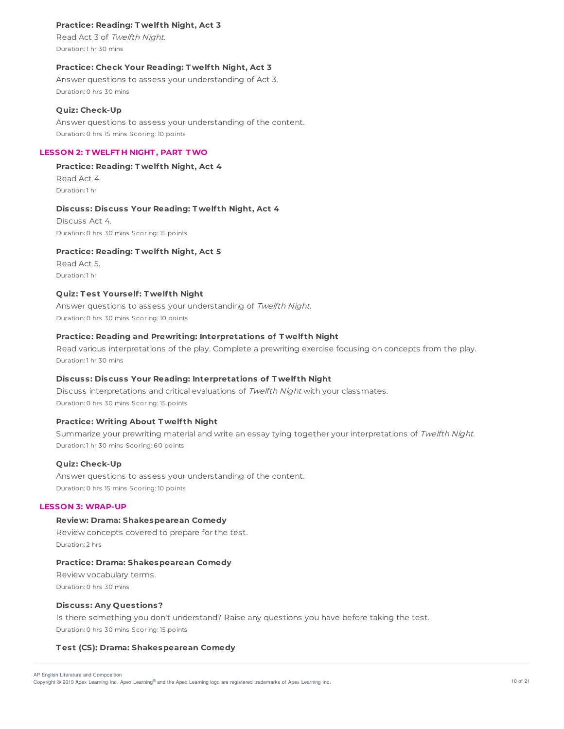**Practice: Reading: Twelfth Night, Act 3**

Read Act 3 of *Twelfth Night*.

Duration: 1 hr 30 mins

**Practice: Check Your Reading: Twelfth Night, Act 3**

Answer questions to assess your understanding of Act 3.

Duration: 0 hrs 30 mins

**Quiz: Check-Up**

Answer questions to assess your understanding of the content.

Duration: 0 hrs 15 mins Scoring: 10 points

## LESSON 2: TWELFTH NIGHT, PART TWO

**Practice: Reading: Twelfth Night, Act 4**

Read Act 4.

Duration: 1 hr

**Discuss: Discuss Your Reading: Twelfth Night, Act 4**

Discuss Act 4.

Duration: 0 hrs 30 mins Scoring: 15 points

**Practice: Reading: Twelfth Night, Act 5**

Read Act 5.

Duration: 1 hr

**Quiz: Test Yourself: Twelfth Night**

Answer questions to assess your understanding of *Twelfth Night*.

Duration: 0 hrs 30 mins Scoring: 10 points

**Practice: Reading and Prewriting: Interpretations of Twelfth Night**

Read various interpretations of the play. Complete a prewriting exercise focusing on concepts from the play.

Duration: 1 hr 30 mins

**Discuss: Discuss Your Reading: Interpretations of Twelfth Night**

Discuss interpretations and critical evaluations of *Twelfth Night* with your classmates.

Duration: 0 hrs 30 mins Scoring: 15 points

**Practice: Writing About Twelfth Night**

Summarize your prewriting material and write an essay tying together your interpretations of *Twelfth Night*.

Duration: 1 hr 30 mins Scoring: 60 points

**Quiz: Check-Up**

Answer questions to assess your understanding of the content.

Duration: 0 hrs 15 mins Scoring: 10 points

## LESSON 3: WRAP-UP

**Review: Drama: Shakespearean Comedy**

Review concepts covered to prepare for the test.

Duration: 2 hrs

**Practice: Drama: Shakespearean Comedy**

Review vocabulary terms.

Duration: 0 hrs 30 mins

**Discuss: Any Questions?**

Is there something you don't understand? Raise any questions you have before taking the test.

Duration: 0 hrs 30 mins Scoring: 15 points

**Test (CS): Drama: Shakespearean Comedy**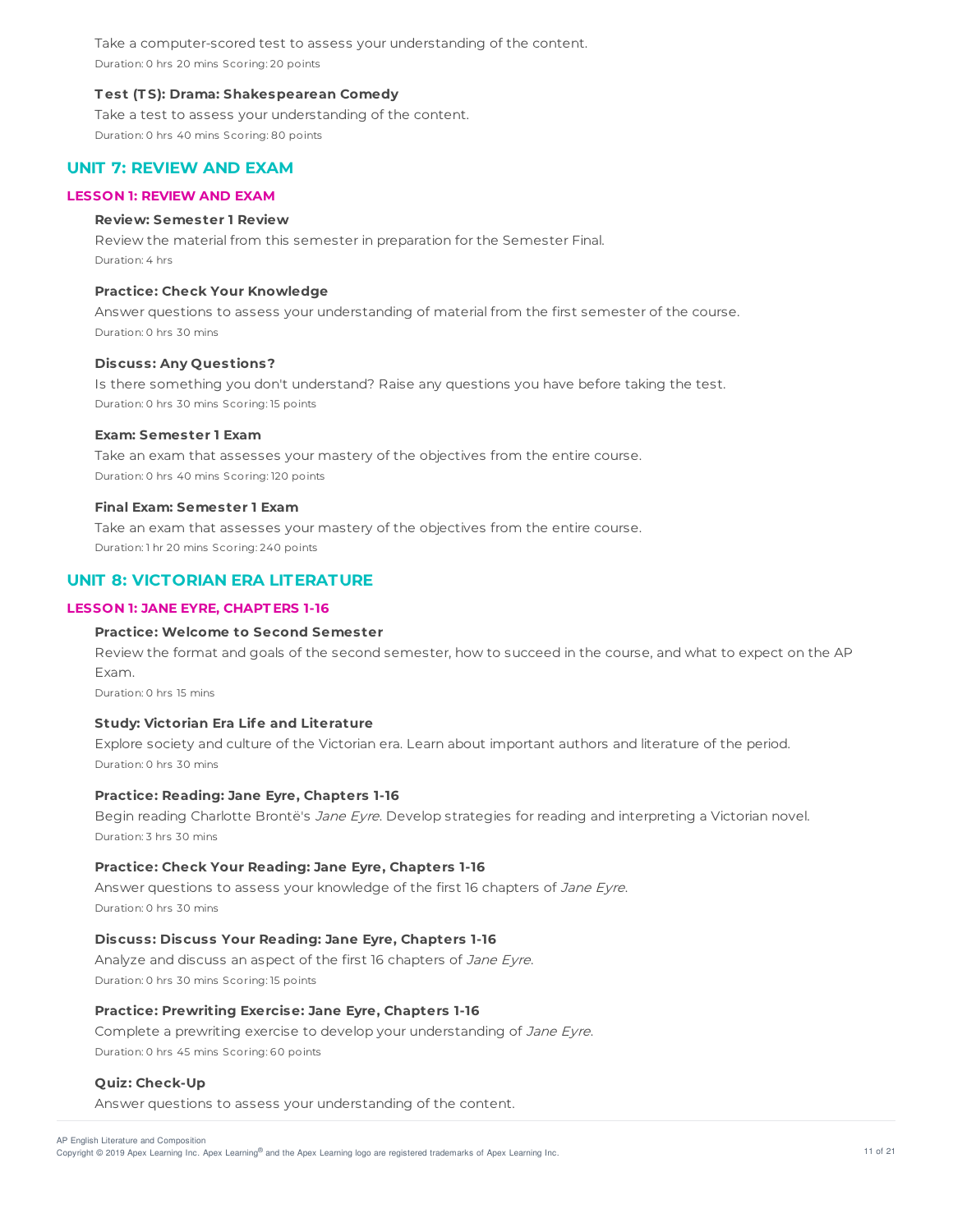Take a computer-scored test to assess your understanding of the content.

Duration: 0 hrs 20 mins Scoring: 20 points

**Test (TS): Drama: Shakespearean Comedy**

Take a test to assess your understanding of the content.

Duration: 0 hrs 40 mins Scoring: 80 points

## UNIT 7: REVIEW AND EXAM

### LESSON 1: REVIEW AND EXAM

**Review: Semester 1 Review**

Review the material from this semester in preparation for the Semester Final.

Duration: 4 hrs

**Practice: Check Your Knowledge**

Answer questions to assess your understanding of material from the first semester of the course.

Duration: 0 hrs 30 mins

**Discuss: Any Questions?**

Is there something you don't understand? Raise any questions you have before taking the test.

Duration: 0 hrs 30 mins Scoring: 15 points

**Exam: Semester 1 Exam**

Take an exam that assesses your mastery of the objectives from the entire course.

Duration: 0 hrs 40 mins Scoring: 120 points

**Final Exam: Semester 1 Exam**

Take an exam that assesses your mastery of the objectives from the entire course.

Duration: 1 hr 20 mins Scoring: 240 points

## UNIT 8: VICTORIAN ERA LITERATURE

### LESSON 1: JANE EYRE, CHAPTERS 1-16

**Practice: Welcome to Second Semester**

Review the format and goals of the second semester, how to succeed in the course, and what to expect on the AP Exam.

Duration: 0 hrs 15 mins

**Study: Victorian Era Life and Literature**

Explore society and culture of the Victorian era. Learn about important authors and literature of the period.

Duration: 0 hrs 30 mins

**Practice: Reading: Jane Eyre, Chapters 1-16**

Begin reading Charlotte Brontë's *Jane Eyre*. Develop strategies for reading and interpreting a Victorian novel.

Duration: 3 hrs 30 mins

**Practice: Check Your Reading: Jane Eyre, Chapters 1-16**

Answer questions to assess your knowledge of the first 16 chapters of *Jane Eyre*.

Duration: 0 hrs 30 mins

**Discuss: Discuss Your Reading: Jane Eyre, Chapters 1-16**

Analyze and discuss an aspect of the first 16 chapters of *Jane Eyre*.

Duration: 0 hrs 30 mins Scoring: 15 points

**Practice: Prewriting Exercise: Jane Eyre, Chapters 1-16**

Complete a prewriting exercise to develop your understanding of *Jane Eyre*.

Duration: 0 hrs 45 mins Scoring: 60 points

**Quiz: Check-Up**

Answer questions to assess your understanding of the content.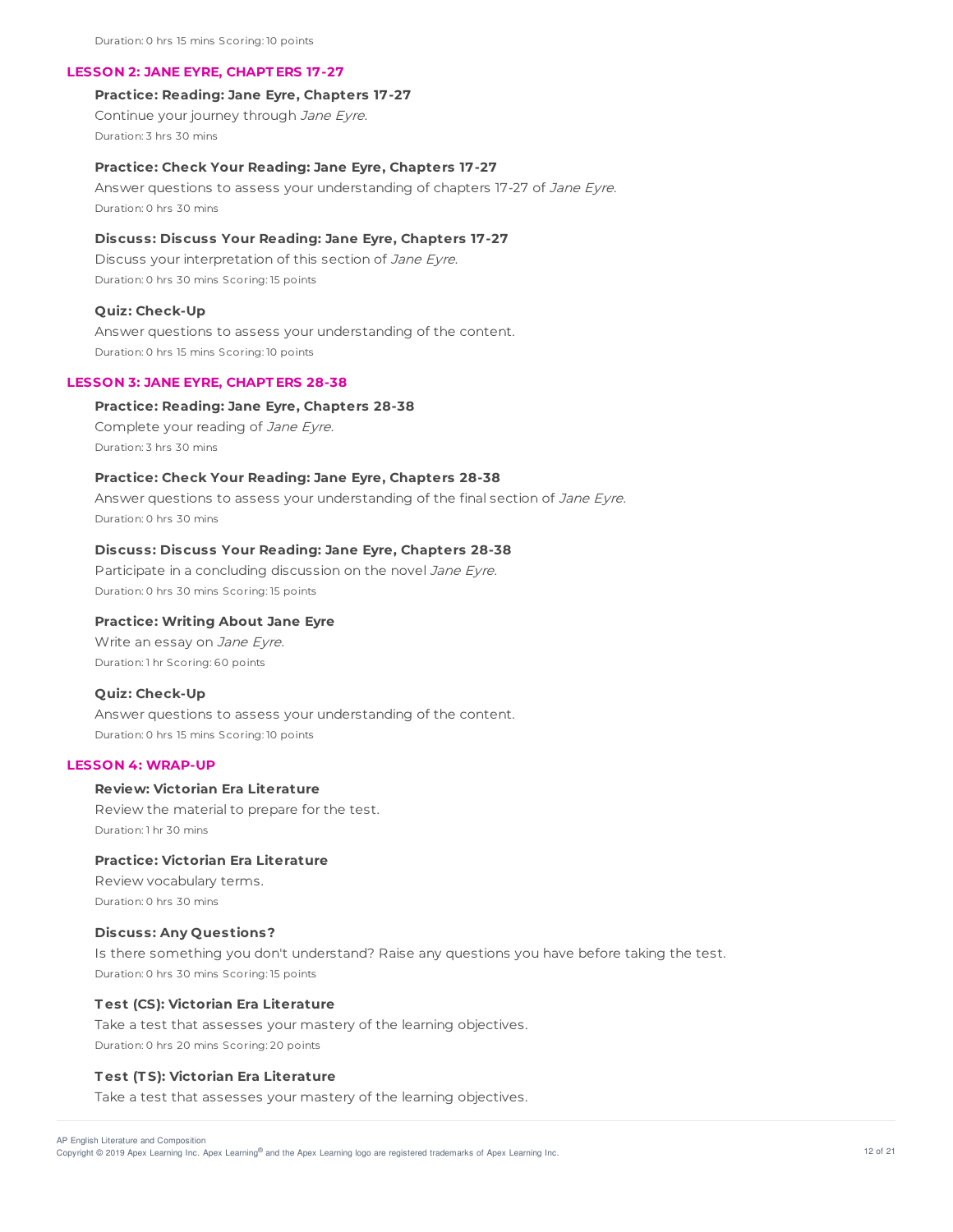Duration: 0 hrs 15 mins Scoring: 10 points

## LESSON 2: JANE EYRE, CHAPTERS 17-27

**Practice: Reading: Jane Eyre, Chapters 17-27**

Continue your journey through *Jane Eyre*.

Duration: 3 hrs 30 mins

**Practice: Check Your Reading: Jane Eyre, Chapters 17-27**

Answer questions to assess your understanding of chapters 17-27 of *Jane Eyre*.

Duration: 0 hrs 30 mins

**Discuss: Discuss Your Reading: Jane Eyre, Chapters 17-27**

Discuss your interpretation of this section of *Jane Eyre*.

Duration: 0 hrs 30 mins Scoring: 15 points

**Quiz: Check-Up**

Answer questions to assess your understanding of the content.

Duration: 0 hrs 15 mins Scoring: 10 points

## LESSON 3: JANE EYRE, CHAPTERS 28-38

**Practice: Reading: Jane Eyre, Chapters 28-38**

Complete your reading of *Jane Eyre*.

Duration: 3 hrs 30 mins

**Practice: Check Your Reading: Jane Eyre, Chapters 28-38**

Answer questions to assess your understanding of the final section of *Jane Eyre*.

Duration: 0 hrs 30 mins

**Discuss: Discuss Your Reading: Jane Eyre, Chapters 28-38**

Participate in a concluding discussion on the novel *Jane Eyre*.

Duration: 0 hrs 30 mins Scoring: 15 points

**Practice: Writing About Jane Eyre**

Write an essay on *Jane Eyre*.

Duration: 1 hr Scoring: 60 points

**Quiz: Check-Up**

Answer questions to assess your understanding of the content.

Duration: 0 hrs 15 mins Scoring: 10 points

## LESSON 4: WRAP-UP

**Review: Victorian Era Literature**

Review the material to prepare for the test.

Duration: 1 hr 30 mins

**Practice: Victorian Era Literature**

Review vocabulary terms.

Duration: 0 hrs 30 mins

**Discuss: Any Questions?**

Is there something you don't understand? Raise any questions you have before taking the test.

Duration: 0 hrs 30 mins Scoring: 15 points

**Test (CS): Victorian Era Literature**

Take a test that assesses your mastery of the learning objectives.

Duration: 0 hrs 20 mins Scoring: 20 points

**Test (TS): Victorian Era Literature**

Take a test that assesses your mastery of the learning objectives.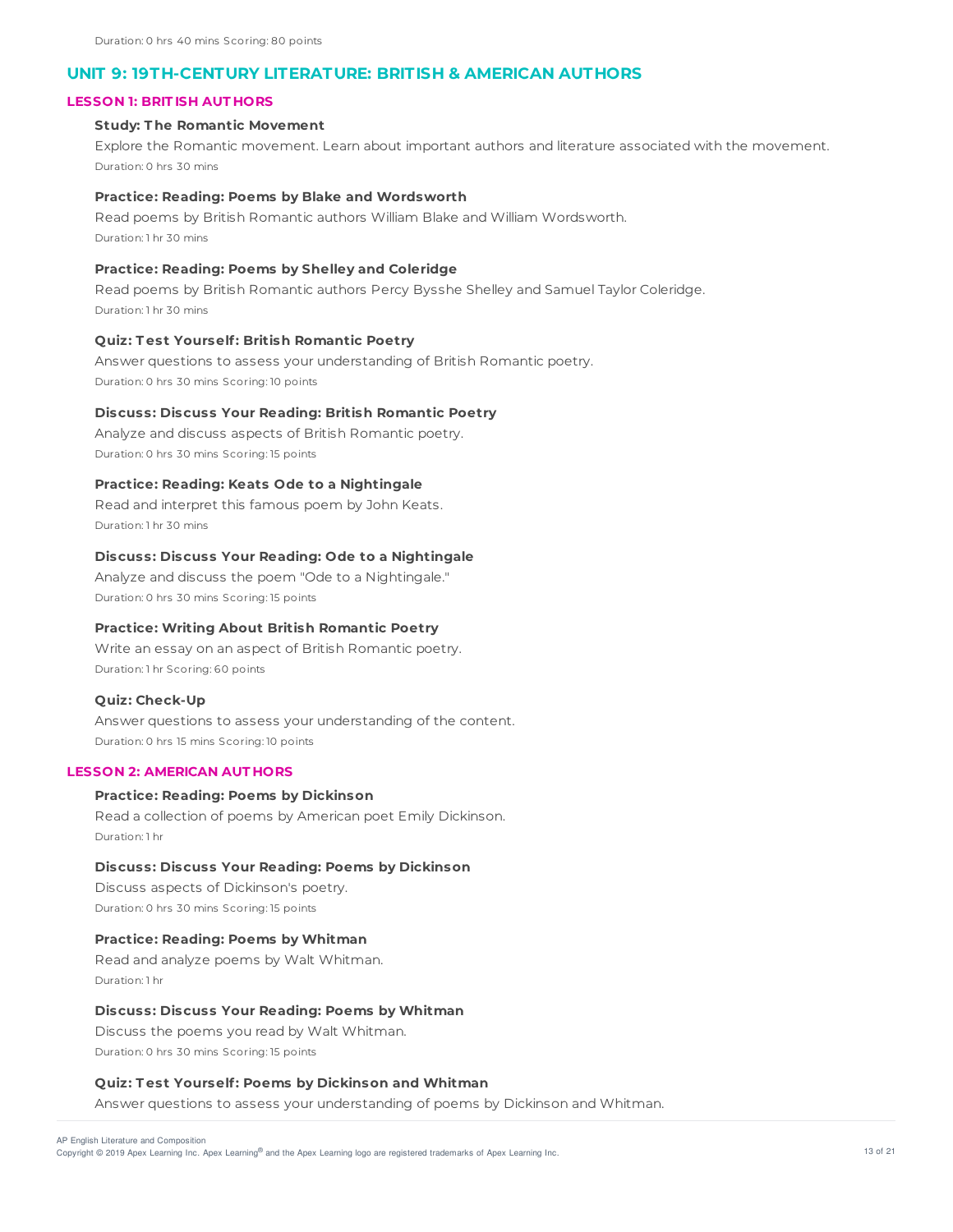Duration: 0 hrs 40 mins Scoring: 80 points

## UNIT 9: 19TH-CENTURY LITERATURE: BRITISH & AMERICAN AUTHORS

### LESSON 1: BRITISH AUTHORS

**Study: The Romantic Movement**

Explore the Romantic movement. Learn about important authors and literature associated with the movement.

Duration: 0 hrs 30 mins

**Practice: Reading: Poems by Blake and Wordsworth**

Read poems by British Romantic authors William Blake and William Wordsworth.

Duration: 1 hr 30 mins

**Practice: Reading: Poems by Shelley and Coleridge**

Read poems by British Romantic authors Percy Bysshe Shelley and Samuel Taylor Coleridge.

Duration: 1 hr 30 mins

**Quiz: Test Yourself: British Romantic Poetry**

Answer questions to assess your understanding of British Romantic poetry.

Duration: 0 hrs 30 mins Scoring: 10 points

**Discuss: Discuss Your Reading: British Romantic Poetry**

Analyze and discuss aspects of British Romantic poetry.

Duration: 0 hrs 30 mins Scoring: 15 points

**Practice: Reading: Keats Ode to a Nightingale**

Read and interpret this famous poem by John Keats.

Duration: 1 hr 30 mins

**Discuss: Discuss Your Reading: Ode to a Nightingale**

Analyze and discuss the poem "Ode to a Nightingale."

Duration: 0 hrs 30 mins Scoring: 15 points

**Practice: Writing About British Romantic Poetry**

Write an essay on an aspect of British Romantic poetry.

Duration: 1 hr Scoring: 60 points

**Quiz: Check-Up**

Answer questions to assess your understanding of the content.

Duration: 0 hrs 15 mins Scoring: 10 points

### LESSON 2: AMERICAN AUTHORS

**Practice: Reading: Poems by Dickinson**

Read a collection of poems by American poet Emily Dickinson.

Duration: 1 hr

**Discuss: Discuss Your Reading: Poems by Dickinson**

Discuss aspects of Dickinson's poetry.

Duration: 0 hrs 30 mins Scoring: 15 points

**Practice: Reading: Poems by Whitman**

Read and analyze poems by Walt Whitman.

Duration: 1 hr

**Discuss: Discuss Your Reading: Poems by Whitman**

Discuss the poems you read by Walt Whitman.

Duration: 0 hrs 30 mins Scoring: 15 points

**Quiz: Test Yourself: Poems by Dickinson and Whitman**

Answer questions to assess your understanding of poems by Dickinson and Whitman.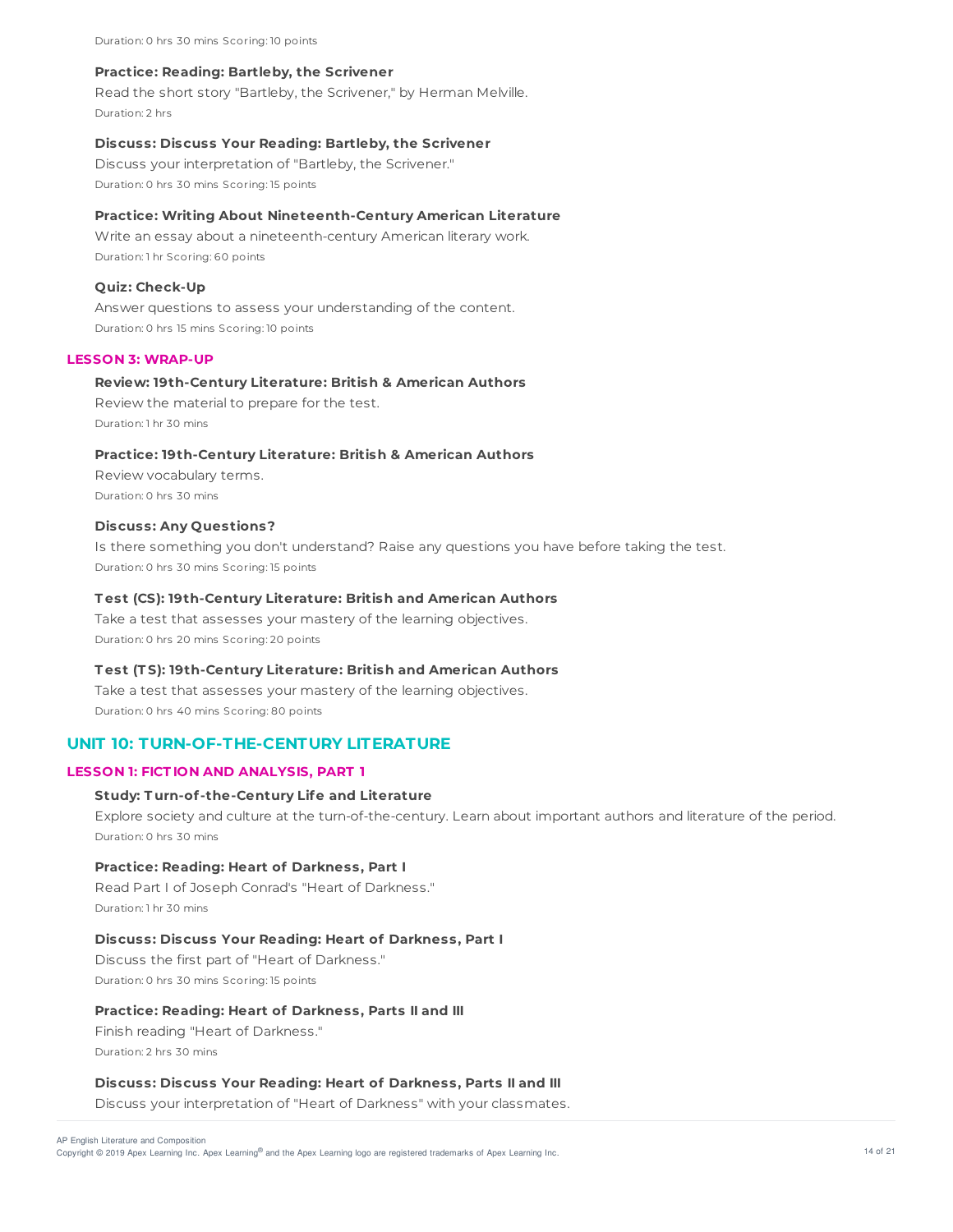Duration: 0 hrs 30 mins Scoring: 10 points

**Practice: Reading: Bartleby, the Scrivener**

Read the short story "Bartleby, the Scrivener," by Herman Melville.

Duration: 2 hrs

**Discuss: Discuss Your Reading: Bartleby, the Scrivener**

Discuss your interpretation of "Bartleby, the Scrivener."

Duration: 0 hrs 30 mins Scoring: 15 points

**Practice: Writing About Nineteenth-Century American Literature**

Write an essay about a nineteenth-century American literary work.

Duration: 1 hr Scoring: 60 points

**Quiz: Check-Up**

Answer questions to assess your understanding of the content.

Duration: 0 hrs 15 mins Scoring: 10 points

### LESSON 3: WRAP-UP

**Review: 19th-Century Literature: British & American Authors**

Review the material to prepare for the test.

Duration: 1 hr 30 mins

**Practice: 19th-Century Literature: British & American Authors**

Review vocabulary terms.

Duration: 0 hrs 30 mins

**Discuss: Any Questions?**

Is there something you don't understand? Raise any questions you have before taking the test.

Duration: 0 hrs 30 mins Scoring: 15 points

**Test (CS): 19th-Century Literature: British and American Authors**

Take a test that assesses your mastery of the learning objectives.

Duration: 0 hrs 20 mins Scoring: 20 points

**Test (TS): 19th-Century Literature: British and American Authors**

Take a test that assesses your mastery of the learning objectives.

Duration: 0 hrs 40 mins Scoring: 80 points

## UNIT 10: TURN-OF-THE-CENTURY LITERATURE

### LESSON 1: FICTION AND ANALYSIS, PART 1

**Study: Turn-of-the-Century Life and Literature**

Explore society and culture at the turn-of-the-century. Learn about important authors and literature of the period.

Duration: 0 hrs 30 mins

**Practice: Reading: Heart of Darkness, Part I**

Read Part I of Joseph Conrad's "Heart of Darkness."

Duration: 1 hr 30 mins

**Discuss: Discuss Your Reading: Heart of Darkness, Part I**

Discuss the first part of "Heart of Darkness."

Duration: 0 hrs 30 mins Scoring: 15 points

**Practice: Reading: Heart of Darkness, Parts II and III**

Finish reading "Heart of Darkness."

Duration: 2 hrs 30 mins

**Discuss: Discuss Your Reading: Heart of Darkness, Parts II and III**

Discuss your interpretation of "Heart of Darkness" with your classmates.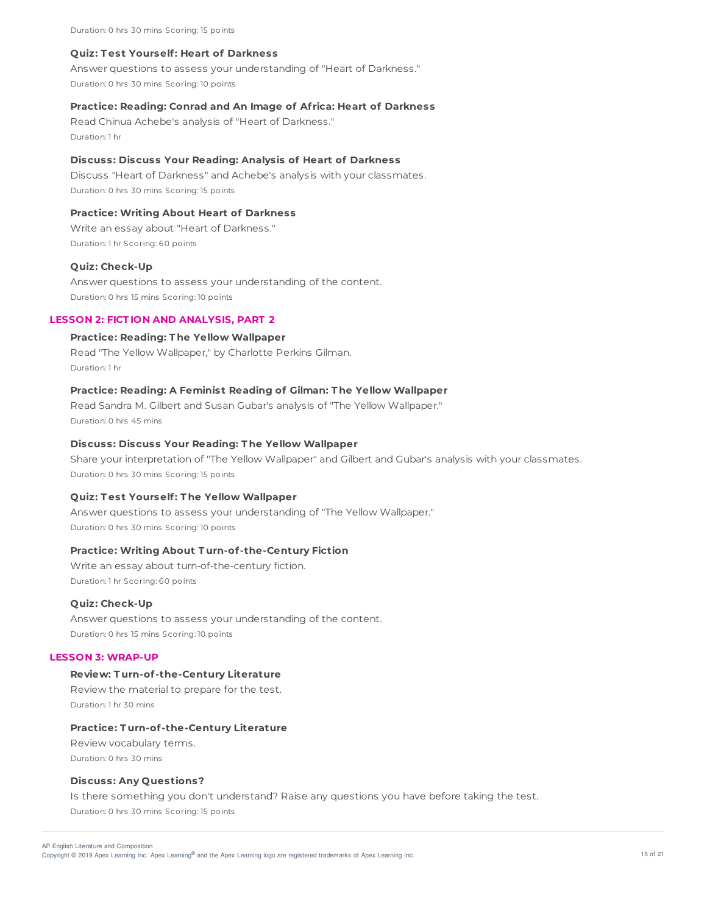Duration: 0 hrs 30 mins Scoring: 15 points

**Quiz: Test Yourself: Heart of Darkness**

Answer questions to assess your understanding of "Heart of Darkness."

Duration: 0 hrs 30 mins Scoring: 10 points

**Practice: Reading: Conrad and An Image of Africa: Heart of Darkness**

Read Chinua Achebe's analysis of "Heart of Darkness."

Duration: 1 hr

**Discuss: Discuss Your Reading: Analysis of Heart of Darkness**

Discuss "Heart of Darkness" and Achebe's analysis with your classmates.

Duration: 0 hrs 30 mins Scoring: 15 points

**Practice: Writing About Heart of Darkness**

Write an essay about "Heart of Darkness."

Duration: 1 hr Scoring: 60 points

**Quiz: Check-Up**

Answer questions to assess your understanding of the content.

Duration: 0 hrs 15 mins Scoring: 10 points

## LESSON 2: FICTION AND ANALYSIS, PART 2

**Practice: Reading: The Yellow Wallpaper**

Read "The Yellow Wallpaper," by Charlotte Perkins Gilman.

Duration: 1 hr

**Practice: Reading: A Feminist Reading of Gilman: The Yellow Wallpaper**

Read Sandra M. Gilbert and Susan Gubar's analysis of "The Yellow Wallpaper."

Duration: 0 hrs 45 mins

**Discuss: Discuss Your Reading: The Yellow Wallpaper**

Share your interpretation of "The Yellow Wallpaper" and Gilbert and Gubar's analysis with your classmates.

Duration: 0 hrs 30 mins Scoring: 15 points

**Quiz: Test Yourself: The Yellow Wallpaper**

Answer questions to assess your understanding of "The Yellow Wallpaper."

Duration: 0 hrs 30 mins Scoring: 10 points

**Practice: Writing About Turn-of-the-Century Fiction**

Write an essay about turn-of-the-century fiction.

Duration: 1 hr Scoring: 60 points

**Quiz: Check-Up**

Answer questions to assess your understanding of the content.

Duration: 0 hrs 15 mins Scoring: 10 points

## LESSON 3: WRAP-UP

**Review: Turn-of-the-Century Literature**

Review the material to prepare for the test.

Duration: 1 hr 30 mins

**Practice: Turn-of-the-Century Literature**

Review vocabulary terms.

Duration: 0 hrs 30 mins

**Discuss: Any Questions?**

Is there something you don't understand? Raise any questions you have before taking the test.

Duration: 0 hrs 30 mins Scoring: 15 points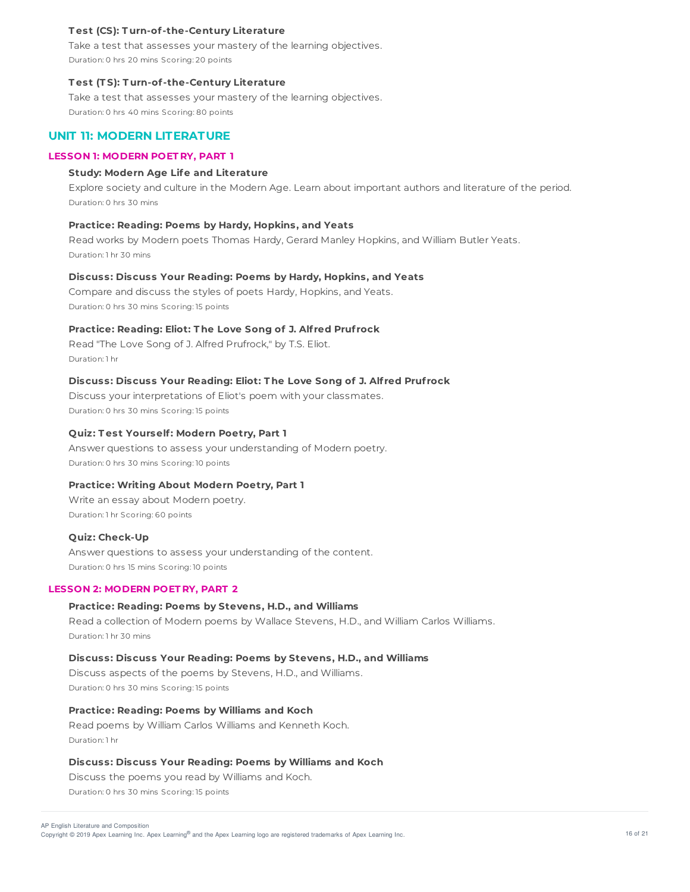**Test (CS): Turn-of-the-Century Literature**

Take a test that assesses your mastery of the learning objectives.

Duration: 0 hrs 20 mins Scoring: 20 points

**Test (TS): Turn-of-the-Century Literature**

Take a test that assesses your mastery of the learning objectives.

Duration: 0 hrs 40 mins Scoring: 80 points

## UNIT 11: MODERN LITERATURE

### LESSON 1: MODERN POETRY, PART 1

**Study: Modern Age Life and Literature**

Explore society and culture in the Modern Age. Learn about important authors and literature of the period.

Duration: 0 hrs 30 mins

**Practice: Reading: Poems by Hardy, Hopkins, and Yeats**

Read works by Modern poets Thomas Hardy, Gerard Manley Hopkins, and William Butler Yeats.

Duration: 1 hr 30 mins

**Discuss: Discuss Your Reading: Poems by Hardy, Hopkins, and Yeats**

Compare and discuss the styles of poets Hardy, Hopkins, and Yeats.

Duration: 0 hrs 30 mins Scoring: 15 points

**Practice: Reading: Eliot: The Love Song of J. Alfred Prufrock**

Read "The Love Song of J. Alfred Prufrock," by T.S. Eliot.

Duration: 1 hr

**Discuss: Discuss Your Reading: Eliot: The Love Song of J. Alfred Prufrock**

Discuss your interpretations of Eliot's poem with your classmates.

Duration: 0 hrs 30 mins Scoring: 15 points

**Quiz: Test Yourself: Modern Poetry, Part 1**

Answer questions to assess your understanding of Modern poetry.

Duration: 0 hrs 30 mins Scoring: 10 points

**Practice: Writing About Modern Poetry, Part 1**

Write an essay about Modern poetry.

Duration: 1 hr Scoring: 60 points

**Quiz: Check-Up**

Answer questions to assess your understanding of the content.

Duration: 0 hrs 15 mins Scoring: 10 points

### LESSON 2: MODERN POETRY, PART 2

**Practice: Reading: Poems by Stevens, H.D., and Williams**

Read a collection of Modern poems by Wallace Stevens, H.D., and William Carlos Williams.

Duration: 1 hr 30 mins

**Discuss: Discuss Your Reading: Poems by Stevens, H.D., and Williams**

Discuss aspects of the poems by Stevens, H.D., and Williams.

Duration: 0 hrs 30 mins Scoring: 15 points

**Practice: Reading: Poems by Williams and Koch**

Read poems by William Carlos Williams and Kenneth Koch.

Duration: 1 hr

**Discuss: Discuss Your Reading: Poems by Williams and Koch**

Discuss the poems you read by Williams and Koch.

Duration: 0 hrs 30 mins Scoring: 15 points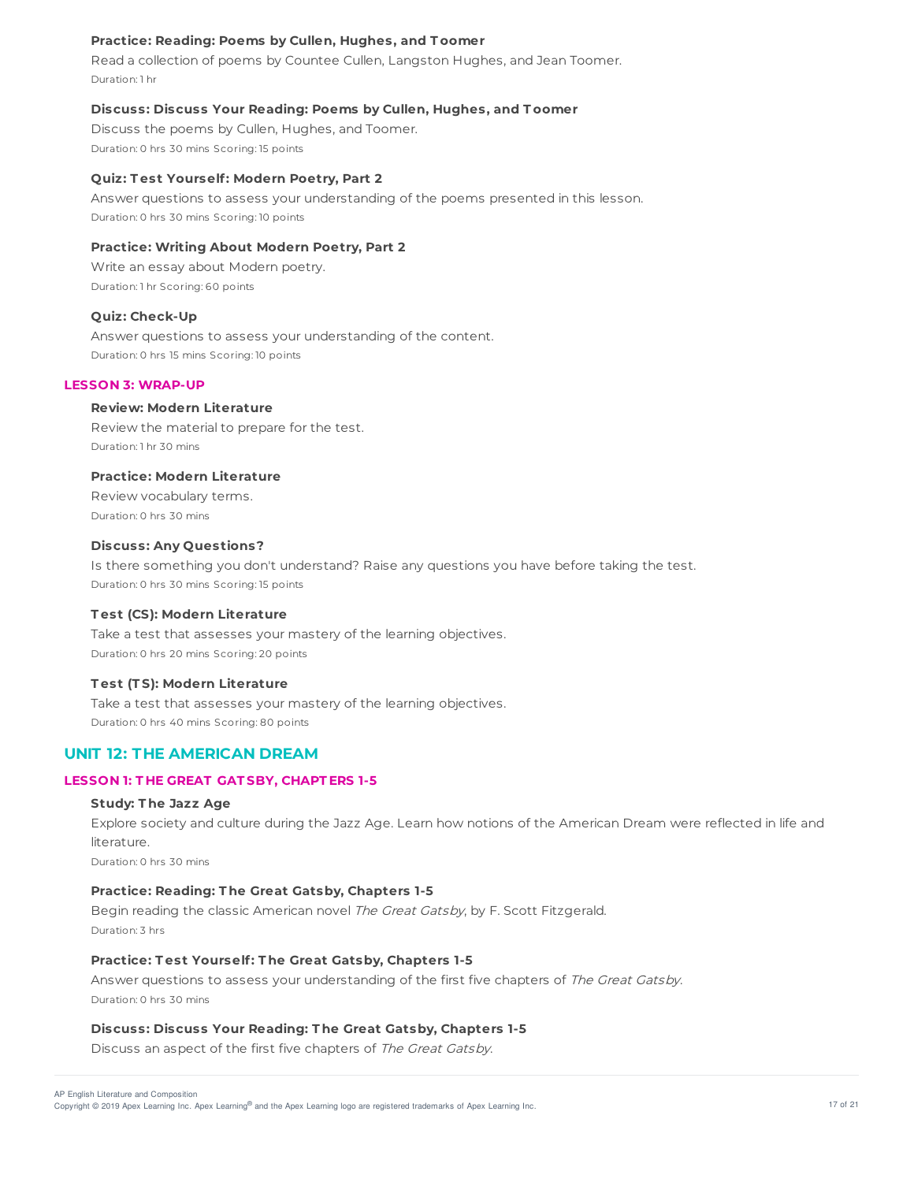**Practice: Reading: Poems by Cullen, Hughes, and Toomer**

Read a collection of poems by Countee Cullen, Langston Hughes, and Jean Toomer.

Duration: 1 hr

**Discuss: Discuss Your Reading: Poems by Cullen, Hughes, and Toomer**

Discuss the poems by Cullen, Hughes, and Toomer.

Duration: 0 hrs 30 mins Scoring: 15 points

**Quiz: Test Yourself: Modern Poetry, Part 2**

Answer questions to assess your understanding of the poems presented in this lesson.

Duration: 0 hrs 30 mins Scoring: 10 points

**Practice: Writing About Modern Poetry, Part 2**

Write an essay about Modern poetry.

Duration: 1 hr Scoring: 60 points

**Quiz: Check-Up**

Answer questions to assess your understanding of the content.

Duration: 0 hrs 15 mins Scoring: 10 points

### LESSON 3: WRAP-UP

**Review: Modern Literature**

Review the material to prepare for the test.

Duration: 1 hr 30 mins

**Practice: Modern Literature**

Review vocabulary terms.

Duration: 0 hrs 30 mins

**Discuss: Any Questions?**

Is there something you don't understand? Raise any questions you have before taking the test.

Duration: 0 hrs 30 mins Scoring: 15 points

**Test (CS): Modern Literature**

Take a test that assesses your mastery of the learning objectives.

Duration: 0 hrs 20 mins Scoring: 20 points

**Test (TS): Modern Literature**

Take a test that assesses your mastery of the learning objectives.

Duration: 0 hrs 40 mins Scoring: 80 points

## UNIT 12: THE AMERICAN DREAM

### LESSON 1: THE GREAT GATSBY, CHAPTERS 1-5

**Study: The Jazz Age**

Explore society and culture during the Jazz Age. Learn how notions of the American Dream were reflected in life and literature.

Duration: 0 hrs 30 mins

**Practice: Reading: The Great Gatsby, Chapters 1-5**

Begin reading the classic American novel *The Great Gatsby*, by F. Scott Fitzgerald.

Duration: 3 hrs

**Practice: Test Yourself: The Great Gatsby, Chapters 1-5**

Answer questions to assess your understanding of the first five chapters of *The Great Gatsby*.

Duration: 0 hrs 30 mins

**Discuss: Discuss Your Reading: The Great Gatsby, Chapters 1-5**

Discuss an aspect of the first five chapters of *The Great Gatsby*.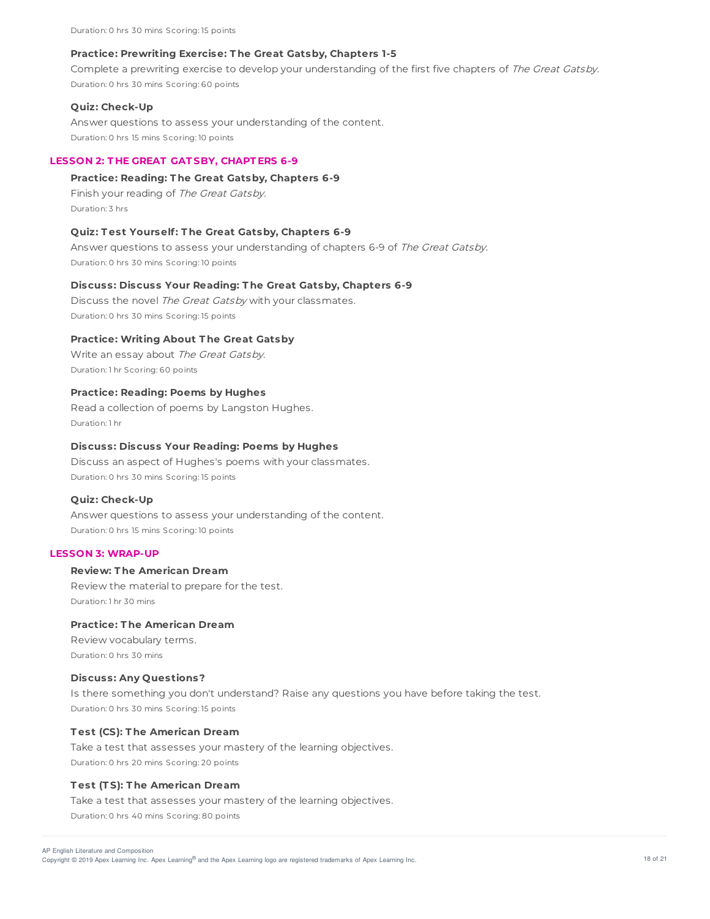Duration: 0 hrs 30 mins Scoring: 15 points

**Practice: Prewriting Exercise: The Great Gatsby, Chapters 1-5**

Complete a prewriting exercise to develop your understanding of the first five chapters of *The Great Gatsby*.

Duration: 0 hrs 30 mins Scoring: 60 points

**Quiz: Check-Up**

Answer questions to assess your understanding of the content.

Duration: 0 hrs 15 mins Scoring: 10 points

## LESSON 2: THE GREAT GATSBY, CHAPTERS 6-9

**Practice: Reading: The Great Gatsby, Chapters 6-9**

Finish your reading of *The Great Gatsby*.

Duration: 3 hrs

**Quiz: Test Yourself: The Great Gatsby, Chapters 6-9**

Answer questions to assess your understanding of chapters 6-9 of *The Great Gatsby*.

Duration: 0 hrs 30 mins Scoring: 10 points

**Discuss: Discuss Your Reading: The Great Gatsby, Chapters 6-9**

Discuss the novel *The Great Gatsby* with your classmates.

Duration: 0 hrs 30 mins Scoring: 15 points

**Practice: Writing About The Great Gatsby**

Write an essay about *The Great Gatsby*.

Duration: 1 hr Scoring: 60 points

**Practice: Reading: Poems by Hughes**

Read a collection of poems by Langston Hughes.

Duration: 1 hr

**Discuss: Discuss Your Reading: Poems by Hughes**

Discuss an aspect of Hughes's poems with your classmates.

Duration: 0 hrs 30 mins Scoring: 15 points

**Quiz: Check-Up**

Answer questions to assess your understanding of the content.

Duration: 0 hrs 15 mins Scoring: 10 points

## LESSON 3: WRAP-UP

**Review: The American Dream**

Review the material to prepare for the test.

Duration: 1 hr 30 mins

**Practice: The American Dream**

Review vocabulary terms.

Duration: 0 hrs 30 mins

**Discuss: Any Questions?**

Is there something you don't understand? Raise any questions you have before taking the test.

Duration: 0 hrs 30 mins Scoring: 15 points

**Test (CS): The American Dream**

Take a test that assesses your mastery of the learning objectives.

Duration: 0 hrs 20 mins Scoring: 20 points

**Test (TS): The American Dream**

Take a test that assesses your mastery of the learning objectives.

Duration: 0 hrs 40 mins Scoring: 80 points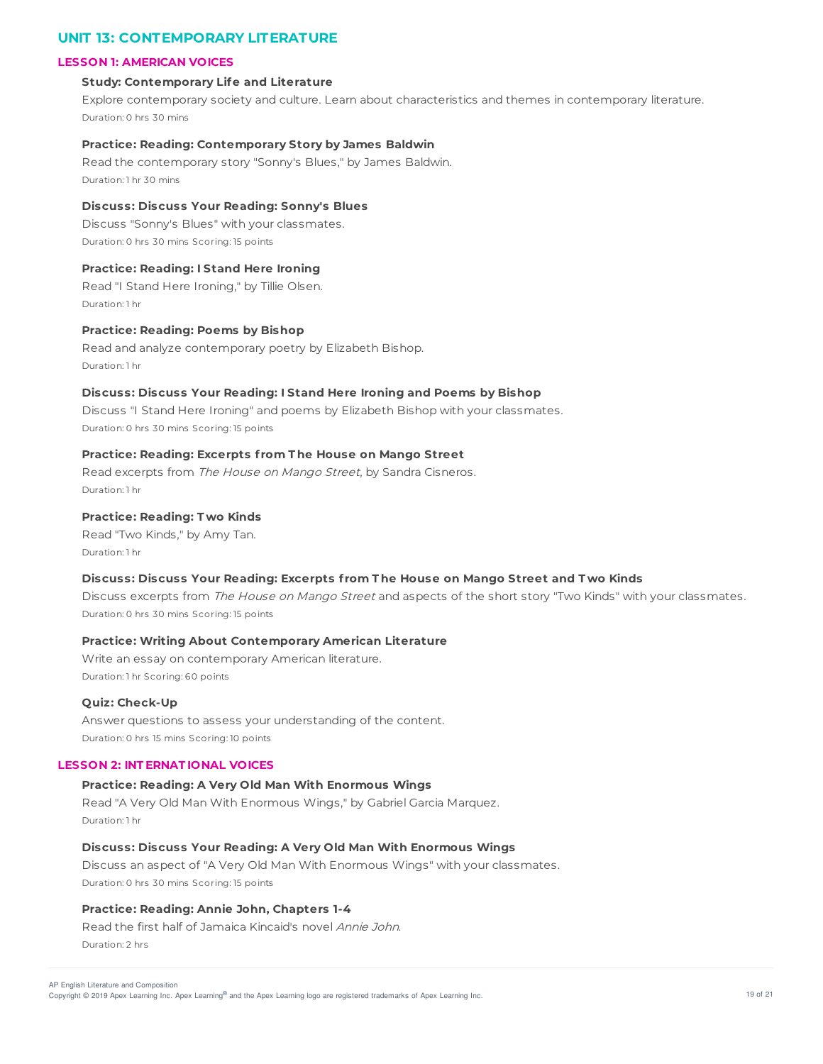## UNIT 13: CONTEMPORARY LITERATURE

### LESSON 1: AMERICAN VOICES

**Study: Contemporary Life and Literature**

Explore contemporary society and culture. Learn about characteristics and themes in contemporary literature.

Duration: 0 hrs 30 mins

**Practice: Reading: Contemporary Story by James Baldwin**

Read the contemporary story "Sonny's Blues," by James Baldwin.

Duration: 1 hr 30 mins

**Discuss: Discuss Your Reading: Sonny's Blues**

Discuss "Sonny's Blues" with your classmates.

Duration: 0 hrs 30 mins Scoring: 15 points

**Practice: Reading: I Stand Here Ironing**

Read "I Stand Here Ironing," by Tillie Olsen.

Duration: 1 hr

**Practice: Reading: Poems by Bishop**

Read and analyze contemporary poetry by Elizabeth Bishop.

Duration: 1 hr

**Discuss: Discuss Your Reading: I Stand Here Ironing and Poems by Bishop**

Discuss "I Stand Here Ironing" and poems by Elizabeth Bishop with your classmates.

Duration: 0 hrs 30 mins Scoring: 15 points

**Practice: Reading: Excerpts from The House on Mango Street**

Read excerpts from *The House on Mango Street*, by Sandra Cisneros.

Duration: 1 hr

**Practice: Reading: Two Kinds**

Read "Two Kinds," by Amy Tan.

Duration: 1 hr

**Discuss: Discuss Your Reading: Excerpts from The House on Mango Street and Two Kinds**

Discuss excerpts from *The House on Mango Street* and aspects of the short story "Two Kinds" with your classmates.

Duration: 0 hrs 30 mins Scoring: 15 points

**Practice: Writing About Contemporary American Literature**

Write an essay on contemporary American literature.

Duration: 1 hr Scoring: 60 points

**Quiz: Check-Up**

Answer questions to assess your understanding of the content.

Duration: 0 hrs 15 mins Scoring: 10 points

### LESSON 2: INTERNATIONAL VOICES

**Practice: Reading: A Very Old Man With Enormous Wings**

Read "A Very Old Man With Enormous Wings," by Gabriel Garcia Marquez.

Duration: 1 hr

**Discuss: Discuss Your Reading: A Very Old Man With Enormous Wings**

Discuss an aspect of "A Very Old Man With Enormous Wings" with your classmates.

Duration: 0 hrs 30 mins Scoring: 15 points

**Practice: Reading: Annie John, Chapters 1-4**

Read the first half of Jamaica Kincaid's novel *Annie John*.

Duration: 2 hrs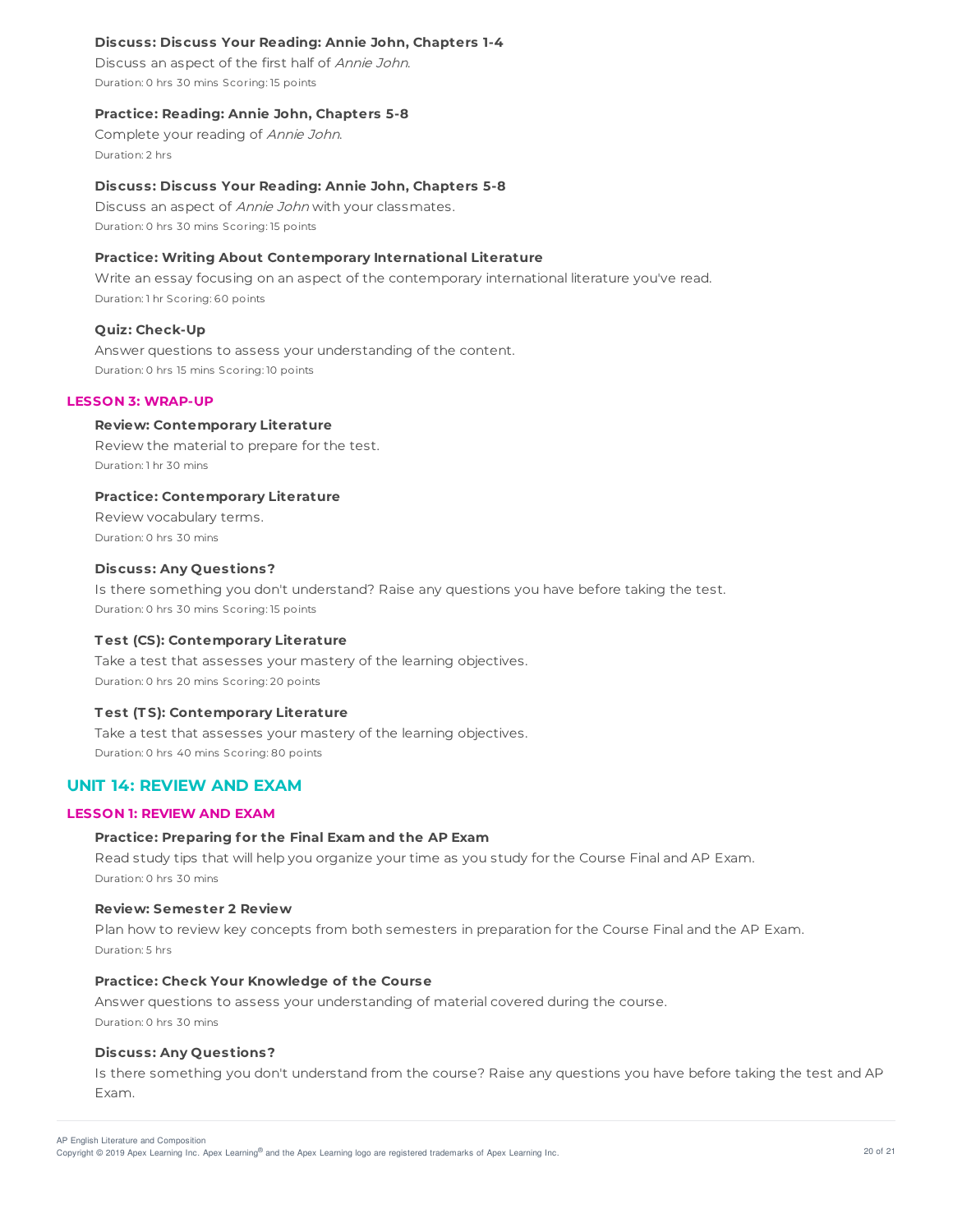**Discuss: Discuss Your Reading: Annie John, Chapters 1-4**

Discuss an aspect of the first half of *Annie John*.

Duration: 0 hrs 30 mins Scoring: 15 points

**Practice: Reading: Annie John, Chapters 5-8**

Complete your reading of *Annie John*.

Duration: 2 hrs

**Discuss: Discuss Your Reading: Annie John, Chapters 5-8**

Discuss an aspect of *Annie John* with your classmates.

Duration: 0 hrs 30 mins Scoring: 15 points

**Practice: Writing About Contemporary International Literature**

Write an essay focusing on an aspect of the contemporary international literature you've read.

Duration: 1 hr Scoring: 60 points

**Quiz: Check-Up**

Answer questions to assess your understanding of the content.

Duration: 0 hrs 15 mins Scoring: 10 points

### LESSON 3: WRAP-UP

**Review: Contemporary Literature**

Review the material to prepare for the test.

Duration: 1 hr 30 mins

**Practice: Contemporary Literature**

Review vocabulary terms.

Duration: 0 hrs 30 mins

**Discuss: Any Questions?**

Is there something you don't understand? Raise any questions you have before taking the test.

Duration: 0 hrs 30 mins Scoring: 15 points

**Test (CS): Contemporary Literature**

Take a test that assesses your mastery of the learning objectives.

Duration: 0 hrs 20 mins Scoring: 20 points

**Test (TS): Contemporary Literature**

Take a test that assesses your mastery of the learning objectives.

Duration: 0 hrs 40 mins Scoring: 80 points

## UNIT 14: REVIEW AND EXAM

### LESSON 1: REVIEW AND EXAM

**Practice: Preparing for the Final Exam and the AP Exam**

Read study tips that will help you organize your time as you study for the Course Final and AP Exam.

Duration: 0 hrs 30 mins

**Review: Semester 2 Review**

Plan how to review key concepts from both semesters in preparation for the Course Final and the AP Exam.

Duration: 5 hrs

**Practice: Check Your Knowledge of the Course**

Answer questions to assess your understanding of material covered during the course.

Duration: 0 hrs 30 mins

**Discuss: Any Questions?**

Is there something you don't understand from the course? Raise any questions you have before taking the test and AP Exam.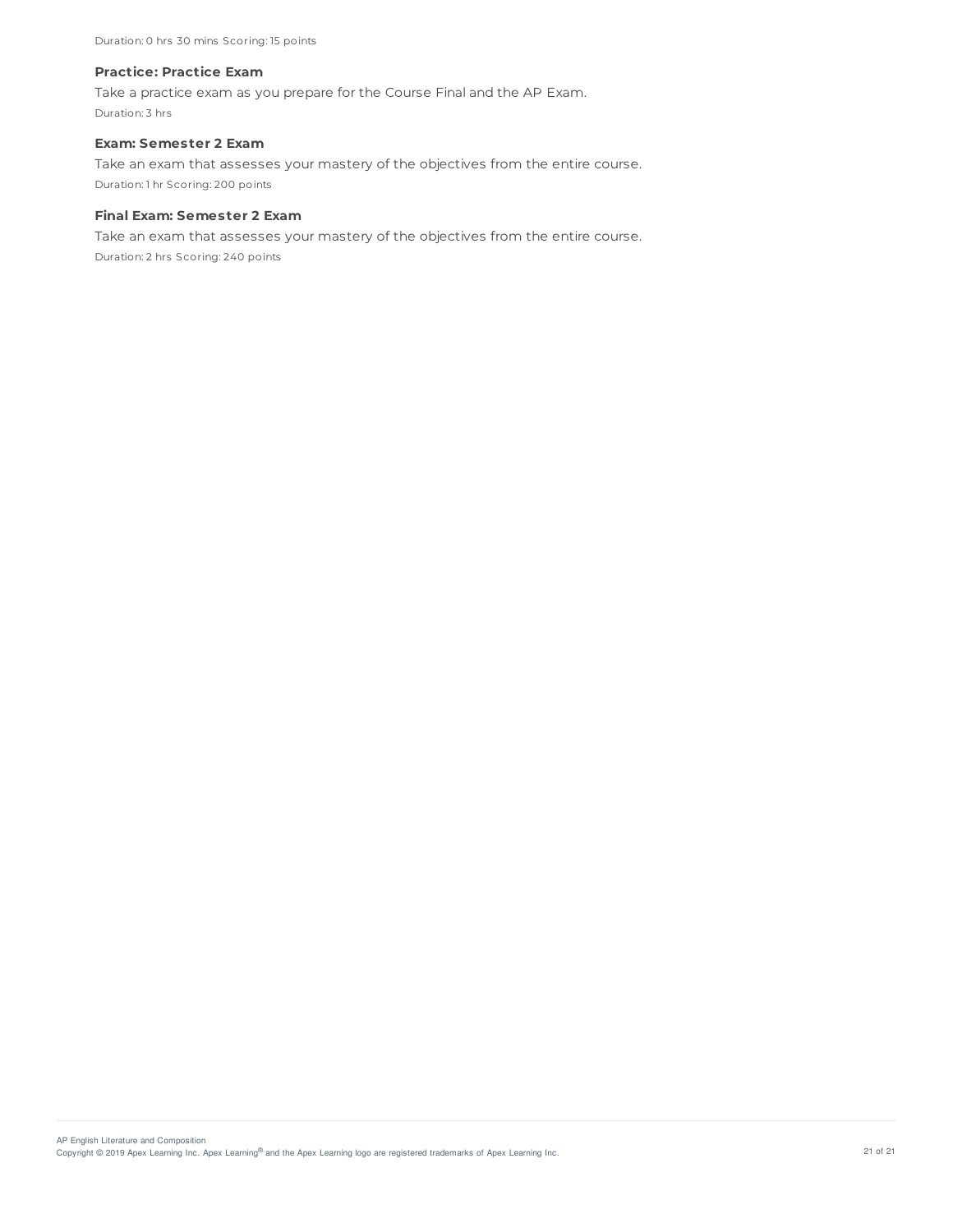Duration: 0 hrs 30 mins Scoring: 15 points

**Practice: Practice Exam**

Take a practice exam as you prepare for the Course Final and the AP Exam.

Duration: 3 hrs

**Exam: Semester 2 Exam**

Take an exam that assesses your mastery of the objectives from the entire course.

Duration: 1 hr Scoring: 200 points

**Final Exam: Semester 2 Exam**

Take an exam that assesses your mastery of the objectives from the entire course.

Duration: 2 hrs Scoring: 240 points